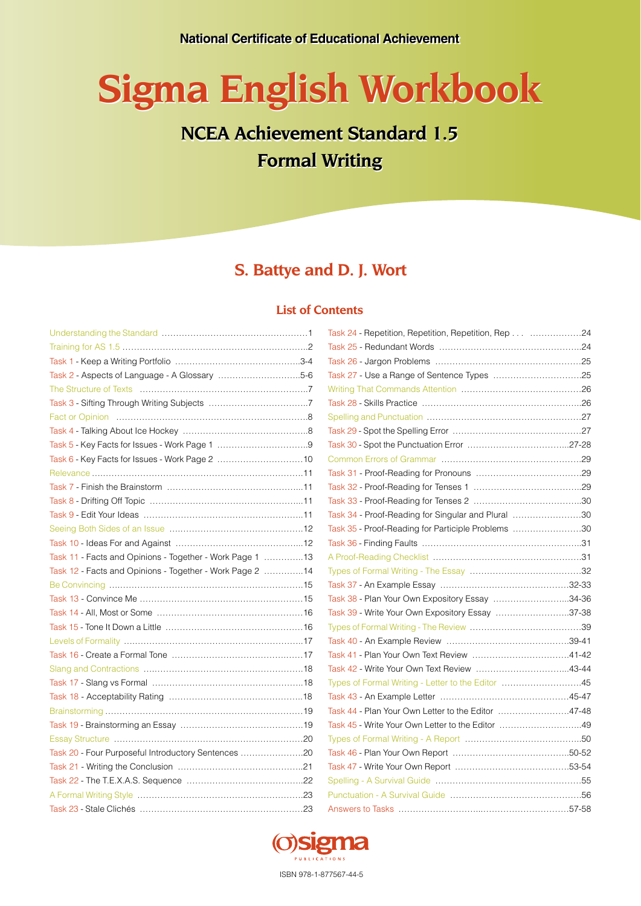National Certificate of Educational Achievement

# Sigma English Workbook

## NCEA Achievement Standard 1.5

## Formal Writing

### S. Battye and D. J. Wort

### List of Contents

- Understanding the Standard ....................1
- Training for AS 1.5 ....................2
- Task 1 - Keep a Writing Portfolio ....................3-4
- Task 2 - Aspects of Language - A Glossary ....................5-6
- The Structure of Texts ....................7
- Task 3 - Sifting Through Writing Subjects ....................7
- Fact or Opinion ....................8
- Task 4 - Talking About Ice Hockey ....................8
- Task 5 - Key Facts for Issues - Work Page 1 ....................9
- Task 6 - Key Facts for Issues - Work Page 2 ....................10
- Relevance ....................11
- Task 7 - Finish the Brainstorm ....................11
- Task 8 - Drifting Off Topic ....................11
- Task 9 - Edit Your Ideas ....................11
- Seeing Both Sides of an Issue ....................12
- Task 10 - Ideas For and Against ....................12
- Task 11 - Facts and Opinions - Together - Work Page 1 ....................13
- Task 12 - Facts and Opinions - Together - Work Page 2 ....................14
- Be Convincing ....................15
- Task 13 - Convince Me ....................15
- Task 14 - All, Most or Some ....................16
- Task 15 - Tone It Down a Little ....................16
- Levels of Formality ....................17
- Task 16 - Create a Formal Tone ....................17
- Slang and Contractions ....................18
- Task 17 - Slang vs Formal ....................18
- Task 18 - Acceptability Rating ....................18
- Brainstorming ....................19
- Task 19 - Brainstorming an Essay ....................19
- Essay Structure ....................20
- Task 20 - Four Purposeful Introductory Sentences ....................20
- Task 21 - Writing the Conclusion ....................21
- Task 22 - The T.E.X.A.S. Sequence ....................22
- A Formal Writing Style ....................23
- Task 23 - Stale Clichés ....................23
- Task 24 - Repetition, Repetition, Repetition, Rep . . . ....................24
- Task 25 - Redundant Words ....................24
- Task 26 - Jargon Problems ....................25
- Task 27 - Use a Range of Sentence Types ....................25
- Writing That Commands Attention ....................26
- Task 28 - Skills Practice ....................26
- Spelling and Punctuation ....................27
- Task 29 - Spot the Spelling Error ....................27
- Task 30 - Spot the Punctuation Error ....................27-28
- Common Errors of Grammar ....................29
- Task 31 - Proof-Reading for Pronouns ....................29
- Task 32 - Proof-Reading for Tenses 1 ....................29
- Task 33 - Proof-Reading for Tenses 2 ....................30
- Task 34 - Proof-Reading for Singular and Plural ....................30
- Task 35 - Proof-Reading for Participle Problems ....................30
- Task 36 - Finding Faults ....................31
- A Proof-Reading Checklist ....................31
- Types of Formal Writing - The Essay ....................32
- Task 37 - An Example Essay ....................32-33
- Task 38 - Plan Your Own Expository Essay ....................34-36
- Task 39 - Write Your Own Expository Essay ....................37-38
- Types of Formal Writing - The Review ....................39
- Task 40 - An Example Review ....................39-41
- Task 41 - Plan Your Own Text Review ....................41-42
- Task 42 - Write Your Own Text Review ....................43-44
- Types of Formal Writing - Letter to the Editor ....................45
- Task 43 - An Example Letter ....................45-47
- Task 44 - Plan Your Own Letter to the Editor ....................47-48
- Task 45 - Write Your Own Letter to the Editor ....................49
- Types of Formal Writing - A Report ....................50
- Task 46 - Plan Your Own Report ....................50-52
- Task 47 - Write Your Own Report ....................53-54
- Spelling - A Survival Guide ....................55
- Punctuation - A Survival Guide ....................56
- Answers to Tasks ....................57-58

sigma PUBLICATIONS

ISBN 978-1-877567-44-5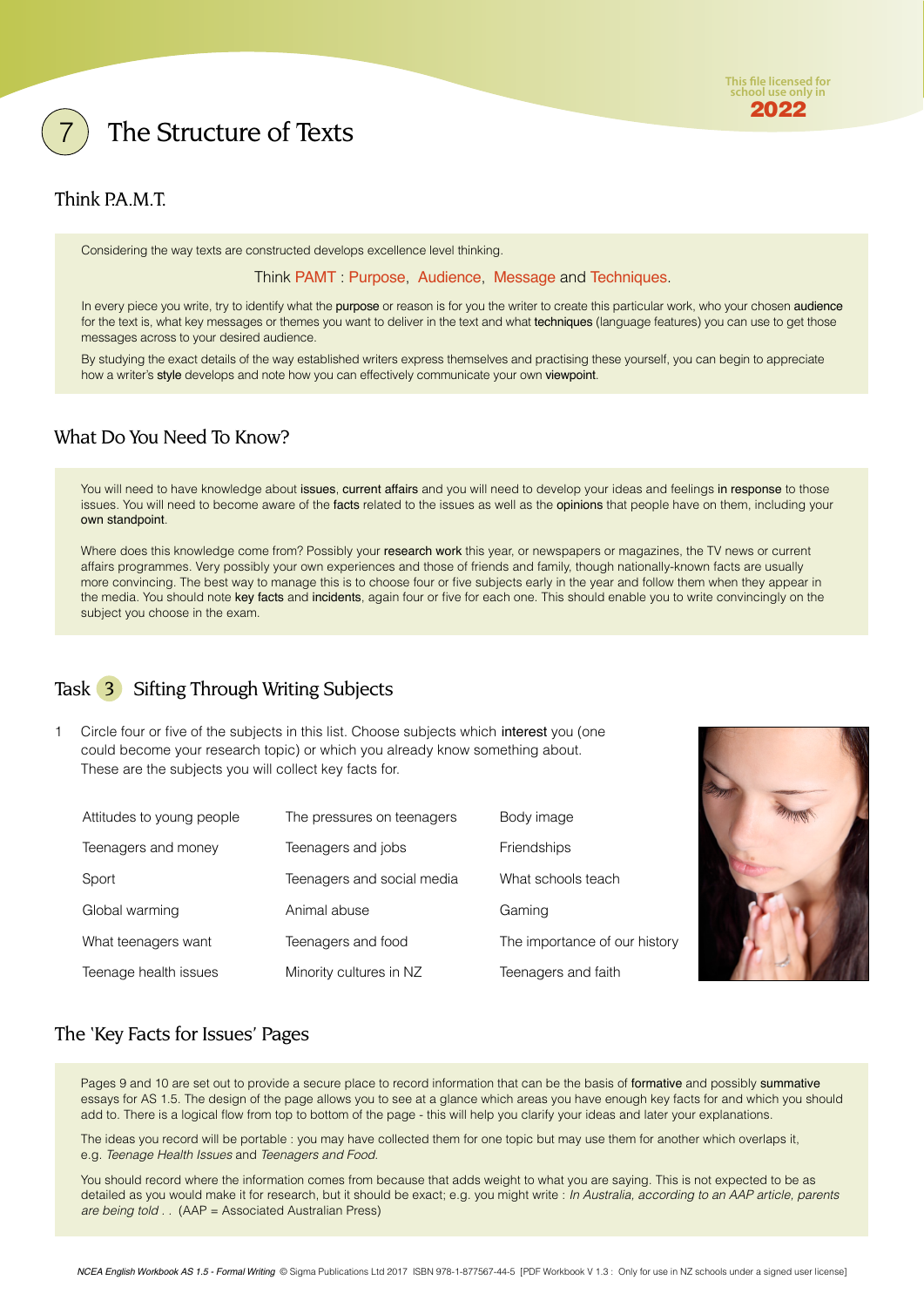# 7 The Structure of Texts

## Think P.A.M.T.

Considering the way texts are constructed develops excellence level thinking.

Think PAMT : Purpose, Audience, Message and Techniques.

In every piece you write, try to identify what the purpose or reason is for you the writer to create this particular work, who your chosen audience for the text is, what key messages or themes you want to deliver in the text and what techniques (language features) you can use to get those messages across to your desired audience.

By studying the exact details of the way established writers express themselves and practising these yourself, you can begin to appreciate how a writer's style develops and note how you can effectively communicate your own viewpoint.

## What Do You Need To Know?

You will need to have knowledge about issues, current affairs and you will need to develop your ideas and feelings in response to those issues. You will need to become aware of the facts related to the issues as well as the opinions that people have on them, including your own standpoint.

Where does this knowledge come from? Possibly your research work this year, or newspapers or magazines, the TV news or current affairs programmes. Very possibly your own experiences and those of friends and family, though nationally-known facts are usually more convincing. The best way to manage this is to choose four or five subjects early in the year and follow them when they appear in the media. You should note key facts and incidents, again four or five for each one. This should enable you to write convincingly on the subject you choose in the exam.

## Task 3 Sifting Through Writing Subjects

1 Circle four or five of the subjects in this list. Choose subjects which interest you (one could become your research topic) or which you already know something about. These are the subjects you will collect key facts for.

| | | |
|---|---|---|
| Attitudes to young people | The pressures on teenagers | Body image |
| Teenagers and money | Teenagers and jobs | Friendships |
| Sport | Teenagers and social media | What schools teach |
| Global warming | Animal abuse | Gaming |
| What teenagers want | Teenagers and food | The importance of our history |
| Teenage health issues | Minority cultures in NZ | Teenagers and faith |

## The 'Key Facts for Issues' Pages

Pages 9 and 10 are set out to provide a secure place to record information that can be the basis of formative and possibly summative essays for AS 1.5. The design of the page allows you to see at a glance which areas you have enough key facts for and which you should add to. There is a logical flow from top to bottom of the page - this will help you clarify your ideas and later your explanations.

The ideas you record will be portable : you may have collected them for one topic but may use them for another which overlaps it, e.g. *Teenage Health Issues* and *Teenagers and Food.*

You should record where the information comes from because that adds weight to what you are saying. This is not expected to be as detailed as you would make it for research, but it should be exact; e.g. you might write : *In Australia, according to an AAP article, parents are being told . .* (AAP = Associated Australian Press)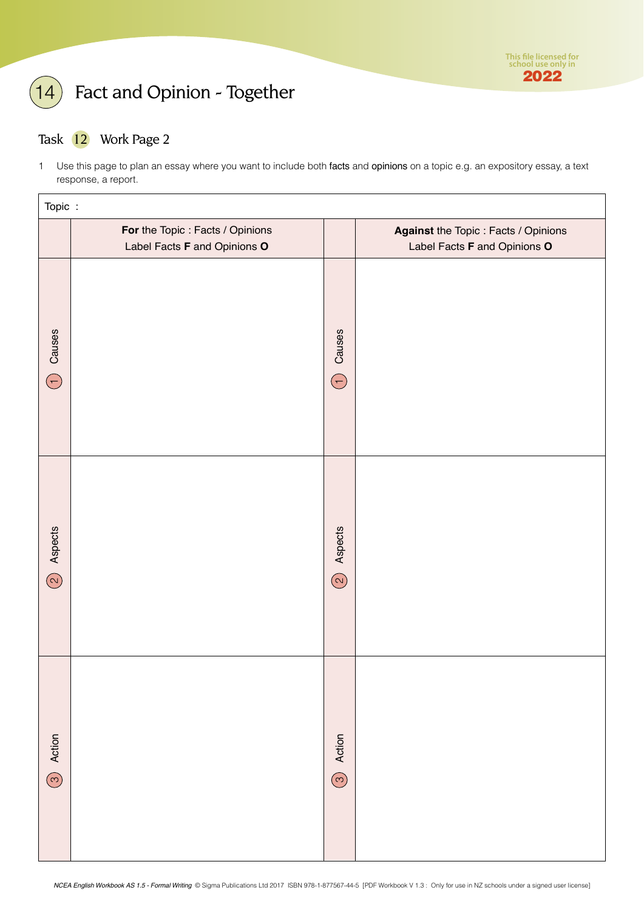# 14 Fact and Opinion - Together

## Task 12 Work Page 2

1 Use this page to plan an essay where you want to include both facts and opinions on a topic e.g. an expository essay, a text response, a report.

| Topic : | | | |
|---|---|---|---|
| | **For** the Topic : Facts / Opinions<br>Label Facts **F** and Opinions **O** | | **Against** the Topic : Facts / Opinions<br>Label Facts **F** and Opinions **O** |
| 1 Causes | | 1 Causes | |
| 2 Aspects | | 2 Aspects | |
| 3 Action | | 3 Action | |

*NCEA English Workbook AS 1.5 - Formal Writing* © Sigma Publications Ltd 2017 ISBN 978-1-877567-44-5 [PDF Workbook V 1.3 : Only for use in NZ schools under a signed user license]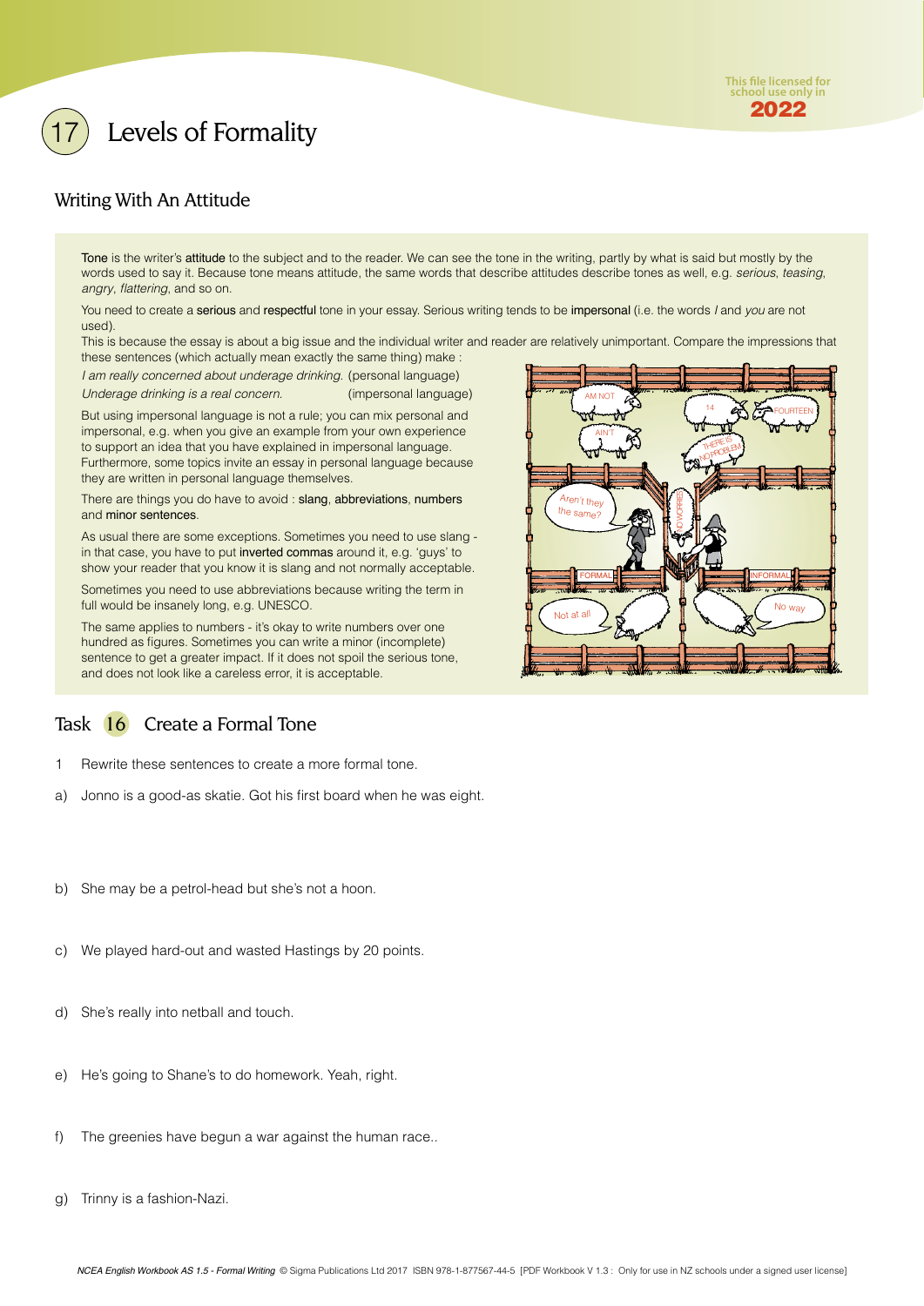# 17 Levels of Formality

## Writing With An Attitude

Tone is the writer's attitude to the subject and to the reader. We can see the tone in the writing, partly by what is said but mostly by the words used to say it. Because tone means attitude, the same words that describe attitudes describe tones as well, e.g. *serious*, *teasing*, *angry*, *flattering*, and so on.

You need to create a serious and respectful tone in your essay. Serious writing tends to be impersonal (i.e. the words *I* and *you* are not used).

This is because the essay is about a big issue and the individual writer and reader are relatively unimportant. Compare the impressions that these sentences (which actually mean exactly the same thing) make :

*I am really concerned about underage drinking.* (personal language)

*Underage drinking is a real concern.* (impersonal language)

But using impersonal language is not a rule; you can mix personal and impersonal, e.g. when you give an example from your own experience to support an idea that you have explained in impersonal language. Furthermore, some topics invite an essay in personal language because they are written in personal language themselves.

There are things you do have to avoid : slang, abbreviations, numbers and minor sentences.

As usual there are some exceptions. Sometimes you need to use slang - in that case, you have to put inverted commas around it, e.g. 'guys' to show your reader that you know it is slang and not normally acceptable.

Sometimes you need to use abbreviations because writing the term in full would be insanely long, e.g. UNESCO.

The same applies to numbers - it's okay to write numbers over one hundred as figures. Sometimes you can write a minor (incomplete) sentence to get a greater impact. If it does not spoil the serious tone, and does not look like a careless error, it is acceptable.

## Task 16 Create a Formal Tone

1 Rewrite these sentences to create a more formal tone.

a) Jonno is a good-as skatie. Got his first board when he was eight.

b) She may be a petrol-head but she's not a hoon.

c) We played hard-out and wasted Hastings by 20 points.

d) She's really into netball and touch.

e) He's going to Shane's to do homework. Yeah, right.

f) The greenies have begun a war against the human race..

g) Trinny is a fashion-Nazi.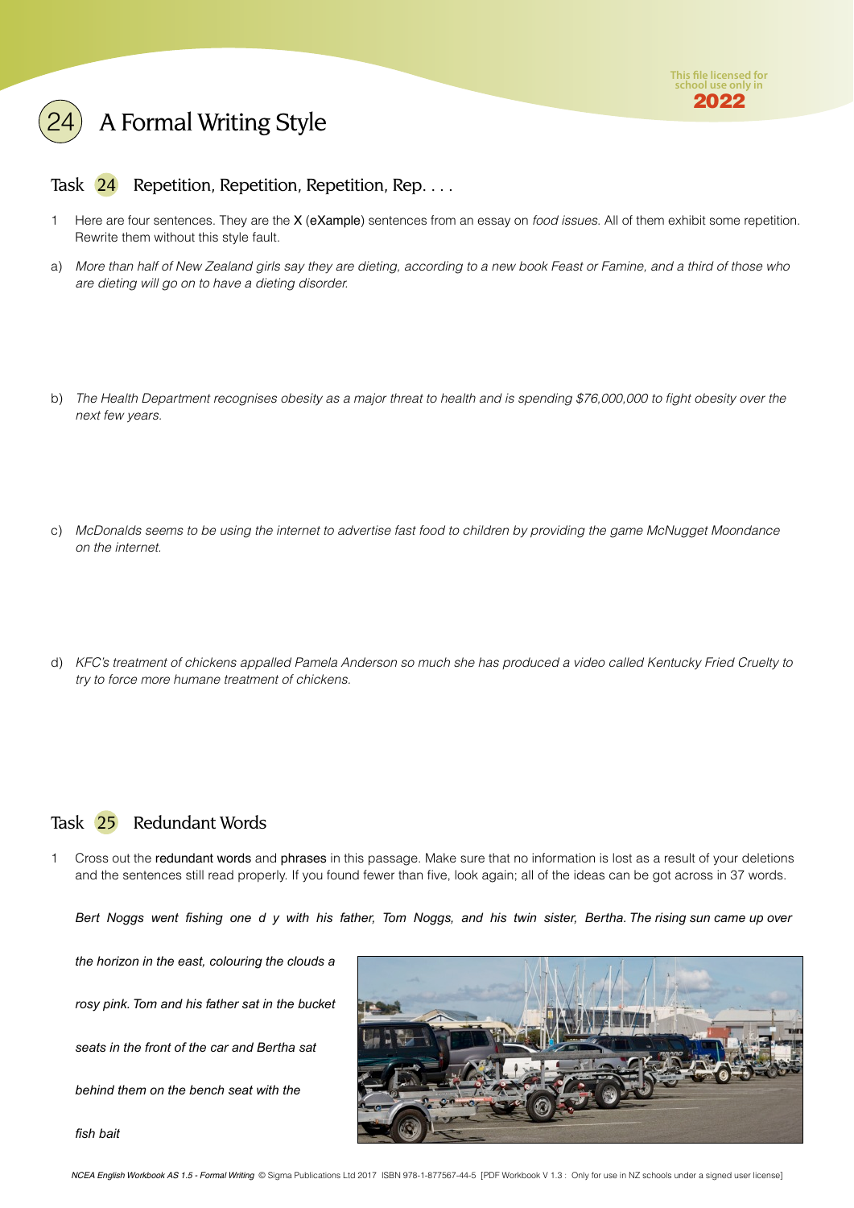# 24 A Formal Writing Style

## Task 24 Repetition, Repetition, Repetition, Rep. . . .

1 Here are four sentences. They are the X (eXample) sentences from an essay on *food issues*. All of them exhibit some repetition. Rewrite them without this style fault.

a) *More than half of New Zealand girls say they are dieting, according to a new book Feast or Famine, and a third of those who are dieting will go on to have a dieting disorder.*

b) *The Health Department recognises obesity as a major threat to health and is spending $76,000,000 to fight obesity over the next few years.*

c) *McDonalds seems to be using the internet to advertise fast food to children by providing the game McNugget Moondance on the internet.*

d) *KFC's treatment of chickens appalled Pamela Anderson so much she has produced a video called Kentucky Fried Cruelty to try to force more humane treatment of chickens.*

## Task 25 Redundant Words

1 Cross out the redundant words and phrases in this passage. Make sure that no information is lost as a result of your deletions and the sentences still read properly. If you found fewer than five, look again; all of the ideas can be got across in 37 words.

*Bert Noggs went fishing one d y with his father, Tom Noggs, and his twin sister, Bertha. The rising sun came up over the horizon in the east, colouring the clouds a rosy pink. Tom and his father sat in the bucket seats in the front of the car and Bertha sat behind them on the bench seat with the fish bait*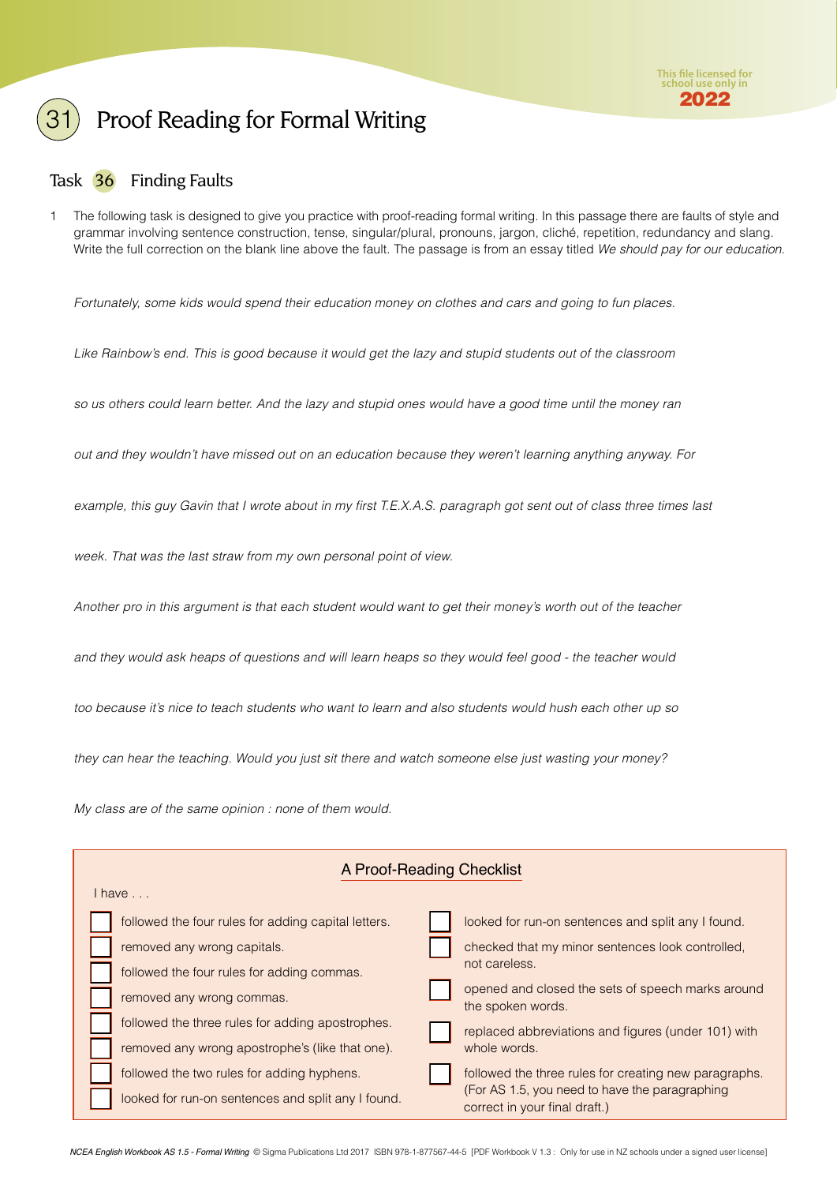# 31 Proof Reading for Formal Writing

## Task 36 Finding Faults

1 The following task is designed to give you practice with proof-reading formal writing. In this passage there are faults of style and grammar involving sentence construction, tense, singular/plural, pronouns, jargon, cliché, repetition, redundancy and slang. Write the full correction on the blank line above the fault. The passage is from an essay titled *We should pay for our education.*

*Fortunately, some kids would spend their education money on clothes and cars and going to fun places.*

*Like Rainbow's end. This is good because it would get the lazy and stupid students out of the classroom*

*so us others could learn better. And the lazy and stupid ones would have a good time until the money ran*

*out and they wouldn't have missed out on an education because they weren't learning anything anyway. For*

*example, this guy Gavin that I wrote about in my first T.E.X.A.S. paragraph got sent out of class three times last*

*week. That was the last straw from my own personal point of view.*

*Another pro in this argument is that each student would want to get their money's worth out of the teacher*

*and they would ask heaps of questions and will learn heaps so they would feel good - the teacher would*

*too because it's nice to teach students who want to learn and also students would hush each other up so*

*they can hear the teaching. Would you just sit there and watch someone else just wasting your money?*

*My class are of the same opinion : none of them would.*

### A Proof-Reading Checklist

I have . . .

- ☐ followed the four rules for adding capital letters.
- ☐ removed any wrong capitals.
- ☐ followed the four rules for adding commas.
- ☐ removed any wrong commas.
- ☐ followed the three rules for adding apostrophes.
- ☐ removed any wrong apostrophe's (like that one).
- ☐ followed the two rules for adding hyphens.
- ☐ looked for run-on sentences and split any I found.
- ☐ looked for run-on sentences and split any I found.
- ☐ checked that my minor sentences look controlled, not careless.
- ☐ opened and closed the sets of speech marks around the spoken words.
- ☐ replaced abbreviations and figures (under 101) with whole words.
- ☐ followed the three rules for creating new paragraphs. (For AS 1.5, you need to have the paragraphing correct in your final draft.)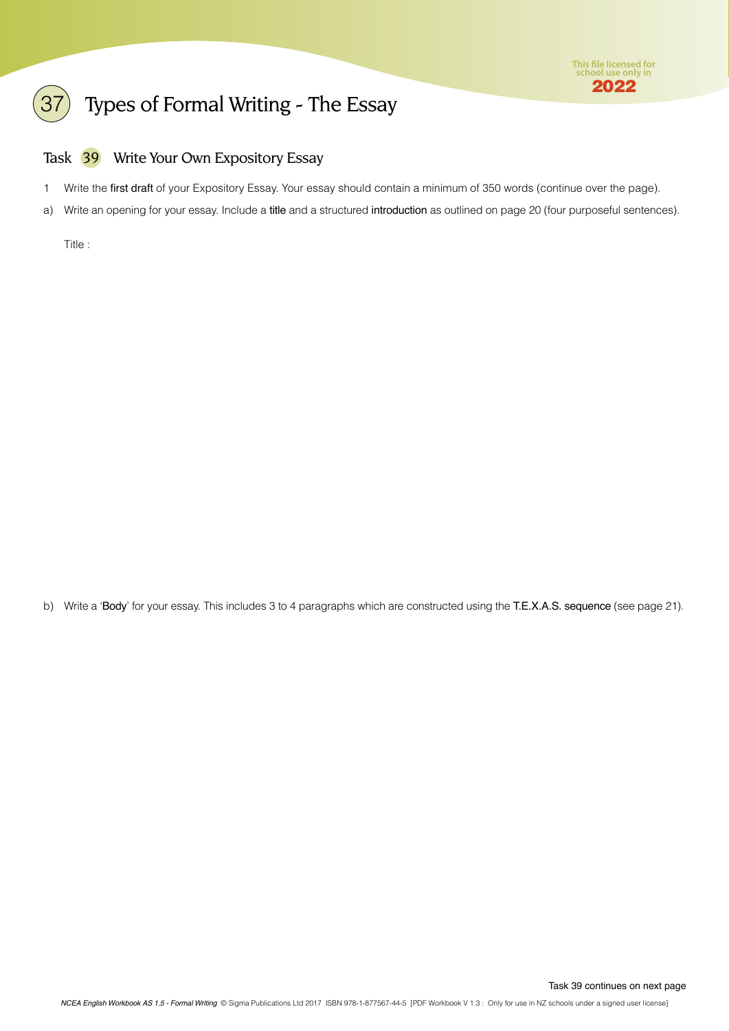# 37 Types of Formal Writing - The Essay

## Task 39 Write Your Own Expository Essay

1 Write the first draft of your Expository Essay. Your essay should contain a minimum of 350 words (continue over the page).

a) Write an opening for your essay. Include a title and a structured introduction as outlined on page 20 (four purposeful sentences).

Title :

b) Write a 'Body' for your essay. This includes 3 to 4 paragraphs which are constructed using the T.E.X.A.S. sequence (see page 21).

Task 39 continues on next page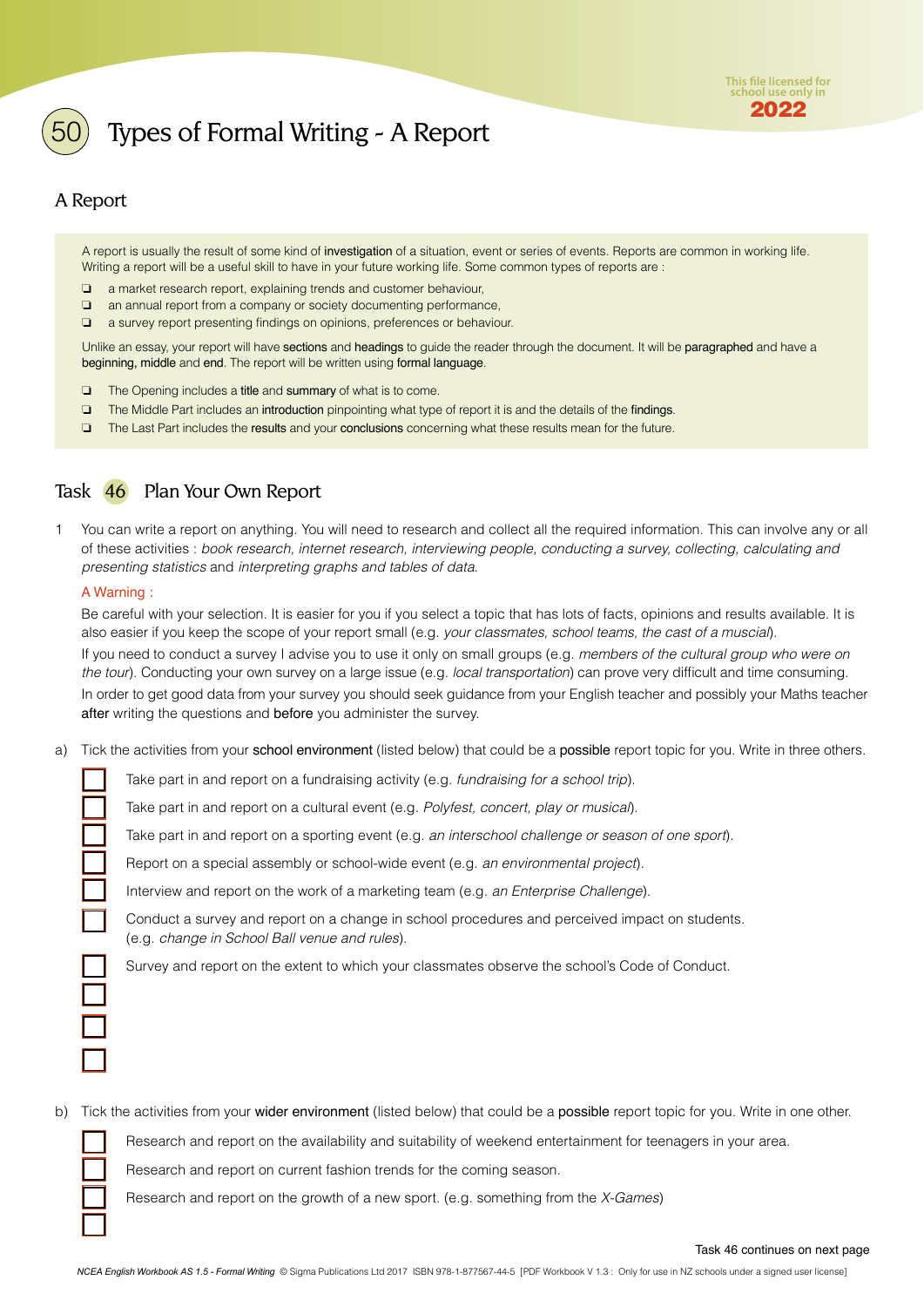# 50 Types of Formal Writing - A Report

## A Report

A report is usually the result of some kind of investigation of a situation, event or series of events. Reports are common in working life. Writing a report will be a useful skill to have in your future working life. Some common types of reports are :

- ❑ a market research report, explaining trends and customer behaviour,
- ❑ an annual report from a company or society documenting performance,
- ❑ a survey report presenting findings on opinions, preferences or behaviour.

Unlike an essay, your report will have sections and headings to guide the reader through the document. It will be paragraphed and have a beginning, middle and end. The report will be written using formal language.

- ❑ The Opening includes a title and summary of what is to come.
- ❑ The Middle Part includes an introduction pinpointing what type of report it is and the details of the findings.
- ❑ The Last Part includes the results and your conclusions concerning what these results mean for the future.

## Task 46 Plan Your Own Report

1 You can write a report on anything. You will need to research and collect all the required information. This can involve any or all of these activities : *book research, internet research, interviewing people, conducting a survey, collecting, calculating and presenting statistics* and *interpreting graphs and tables of data*.

A Warning :

Be careful with your selection. It is easier for you if you select a topic that has lots of facts, opinions and results available. It is also easier if you keep the scope of your report small (e.g. *your classmates, school teams, the cast of a musical*).

If you need to conduct a survey I advise you to use it only on small groups (e.g. *members of the cultural group who were on the tour*). Conducting your own survey on a large issue (e.g. *local transportation*) can prove very difficult and time consuming.

In order to get good data from your survey you should seek guidance from your English teacher and possibly your Maths teacher **after** writing the questions and **before** you administer the survey.

a) Tick the activities from your school environment (listed below) that could be a possible report topic for you. Write in three others.

- ☐ Take part in and report on a fundraising activity (e.g. *fundraising for a school trip*).
- ☐ Take part in and report on a cultural event (e.g. *Polyfest, concert, play or musical*).
- ☐ Take part in and report on a sporting event (e.g. *an interschool challenge or season of one sport*).
- ☐ Report on a special assembly or school-wide event (e.g. *an environmental project*).
- ☐ Interview and report on the work of a marketing team (e.g. *an Enterprise Challenge*).
- ☐ Conduct a survey and report on a change in school procedures and perceived impact on students. (e.g. *change in School Ball venue and rules*).
- ☐ Survey and report on the extent to which your classmates observe the school's Code of Conduct.
- ☐
- ☐
- ☐

b) Tick the activities from your wider environment (listed below) that could be a possible report topic for you. Write in one other.

- ☐ Research and report on the availability and suitability of weekend entertainment for teenagers in your area.
- ☐ Research and report on current fashion trends for the coming season.
- ☐ Research and report on the growth of a new sport. (e.g. something from the *X-Games*)
- ☐

Task 46 continues on next page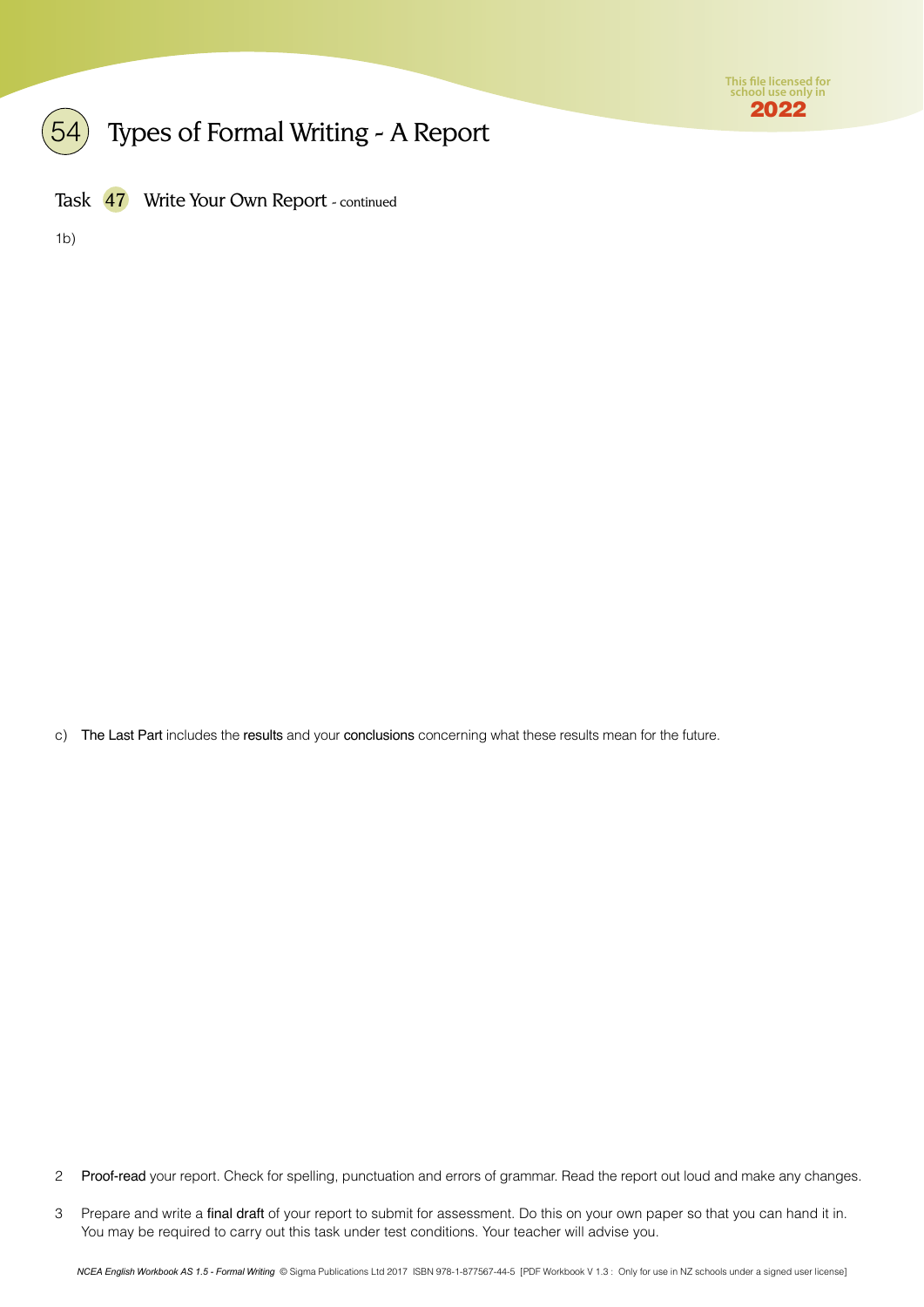# 54 Types of Formal Writing - A Report

## Task 47 Write Your Own Report - continued

1b)

c) The Last Part includes the results and your conclusions concerning what these results mean for the future.

2 Proof-read your report. Check for spelling, punctuation and errors of grammar. Read the report out loud and make any changes.

3 Prepare and write a final draft of your report to submit for assessment. Do this on your own paper so that you can hand it in. You may be required to carry out this task under test conditions. Your teacher will advise you.